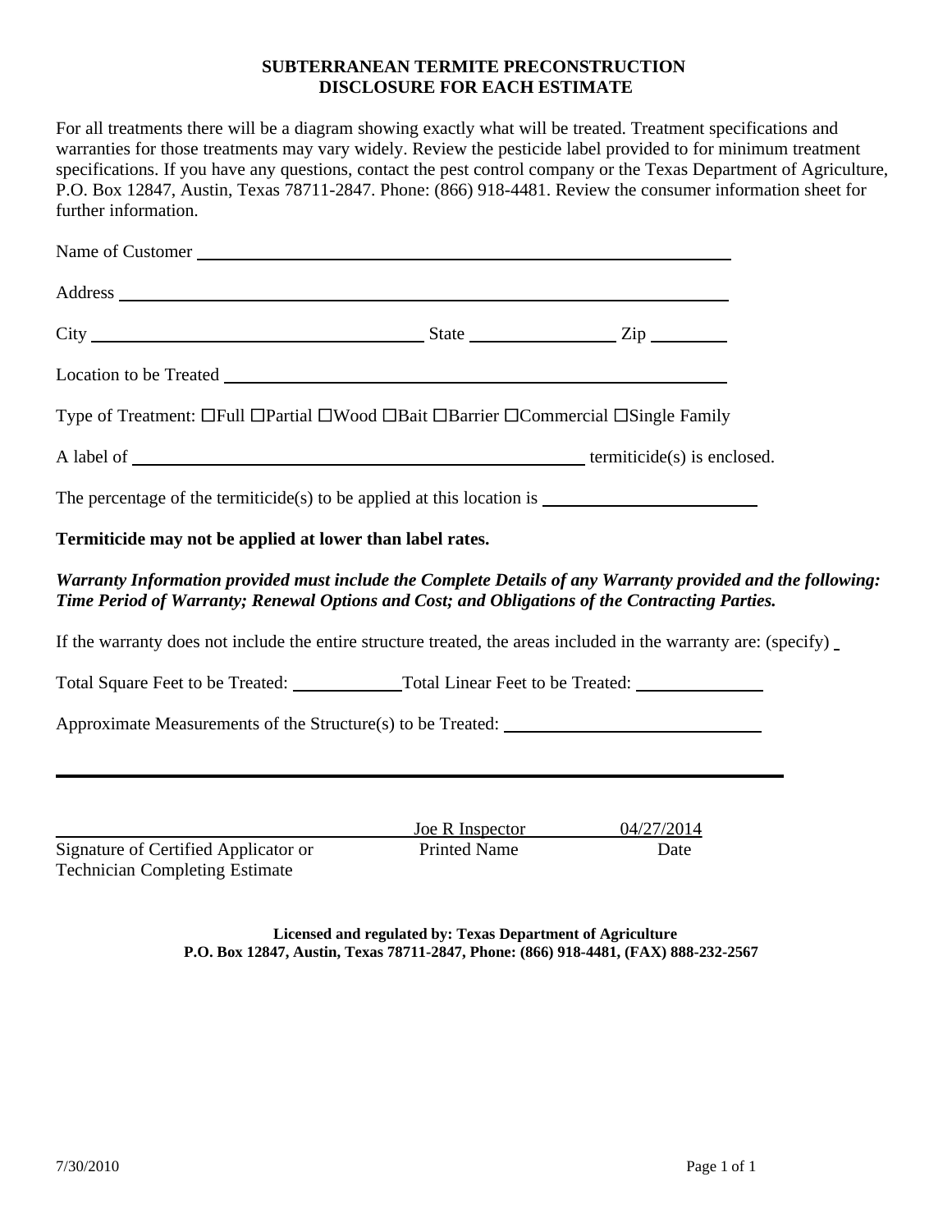# SUBTERRANEAN TERMITE PRECONSTRUCTION DISCLOSURE FOR EACH ESTIMATE

For all treatments there will be a diagram showing exactly what will be treated. Treatment specifications and warranties for those treatments may vary widely. Review the pesticide label provided to for minimum treatment specifications. If you have any questions, contact the pest control company or the Texas Department of Agriculture, P.O. Box 12847, Austin, Texas 78711-2847. Phone: (866) 918-4481. Review the consumer information sheet for further information.

Name of Customer ______________________________

Address ______________________________

City ____________________ State __________ Zip ______

Location to be Treated ______________________________

Type of Treatment: ☐Full ☐Partial ☐Wood ☐Bait ☐Barrier ☐Commercial ☐Single Family

A label of ______________________________ termiticide(s) is enclosed.

The percentage of the termiticide(s) to be applied at this location is ______________

**Termiticide may not be applied at lower than label rates.**

***Warranty Information provided must include the Complete Details of any Warranty provided and the following: Time Period of Warranty; Renewal Options and Cost; and Obligations of the Contracting Parties.***

If the warranty does not include the entire structure treated, the areas included in the warranty are: (specify) _

Total Square Feet to be Treated: __________ Total Linear Feet to be Treated: __________

Approximate Measurements of the Structure(s) to be Treated: ______________________

______________________________________________

| ______________________ | Joe R Inspector | 04/27/2014 |
|---|---|---|
| Signature of Certified Applicator or Technician Completing Estimate | Printed Name | Date |

**Licensed and regulated by: Texas Department of Agriculture**
**P.O. Box 12847, Austin, Texas 78711-2847, Phone: (866) 918-4481, (FAX) 888-232-2567**

7/30/2010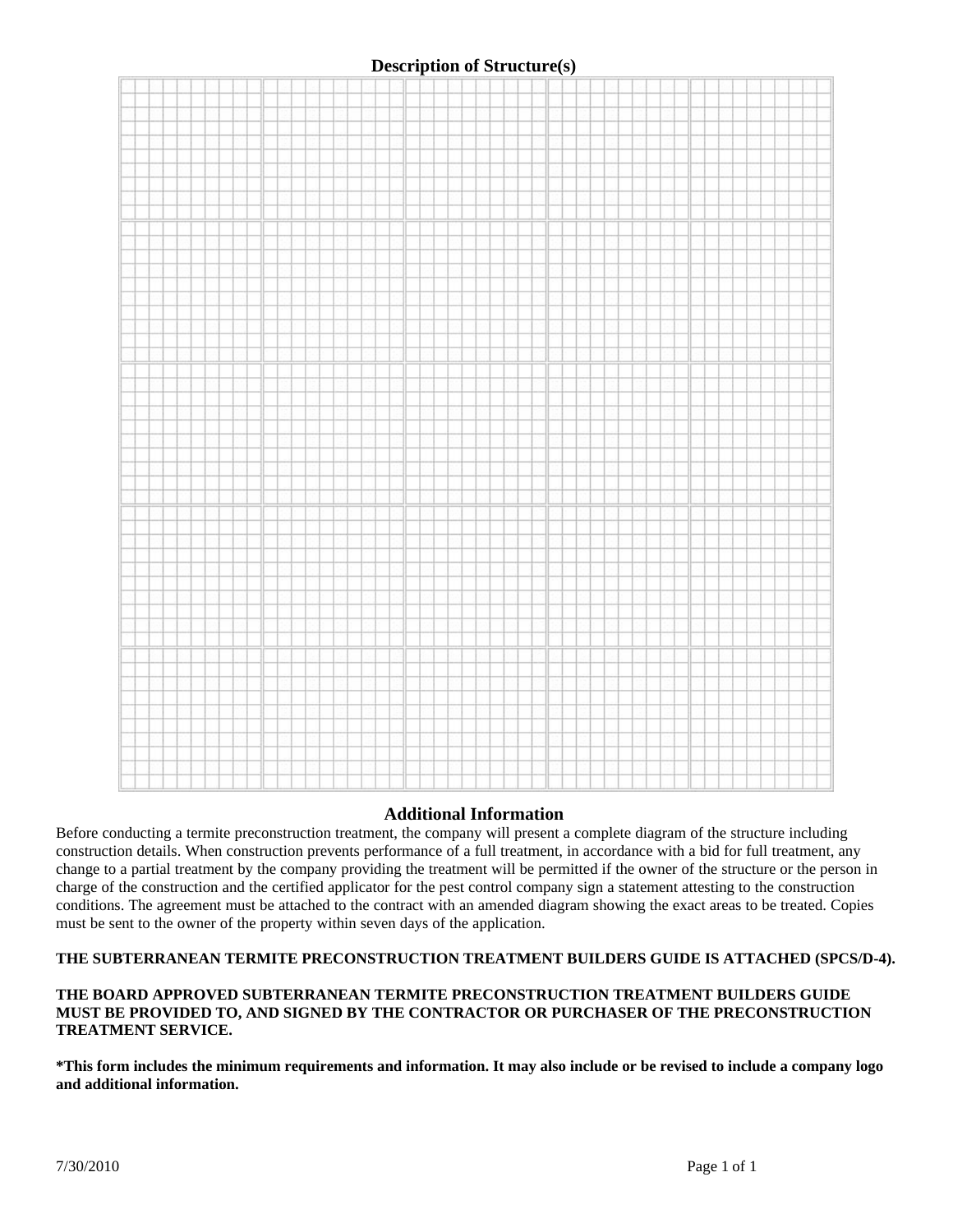## Description of Structure(s)

## Additional Information

Before conducting a termite preconstruction treatment, the company will present a complete diagram of the structure including construction details. When construction prevents performance of a full treatment, in accordance with a bid for full treatment, any change to a partial treatment by the company providing the treatment will be permitted if the owner of the structure or the person in charge of the construction and the certified applicator for the pest control company sign a statement attesting to the construction conditions. The agreement must be attached to the contract with an amended diagram showing the exact areas to be treated. Copies must be sent to the owner of the property within seven days of the application.

**THE SUBTERRANEAN TERMITE PRECONSTRUCTION TREATMENT BUILDERS GUIDE IS ATTACHED (SPCS/D-4).**

**THE BOARD APPROVED SUBTERRANEAN TERMITE PRECONSTRUCTION TREATMENT BUILDERS GUIDE MUST BE PROVIDED TO, AND SIGNED BY THE CONTRACTOR OR PURCHASER OF THE PRECONSTRUCTION TREATMENT SERVICE.**

***This form includes the minimum requirements and information. It may also include or be revised to include a company logo and additional information.**

7/30/2010